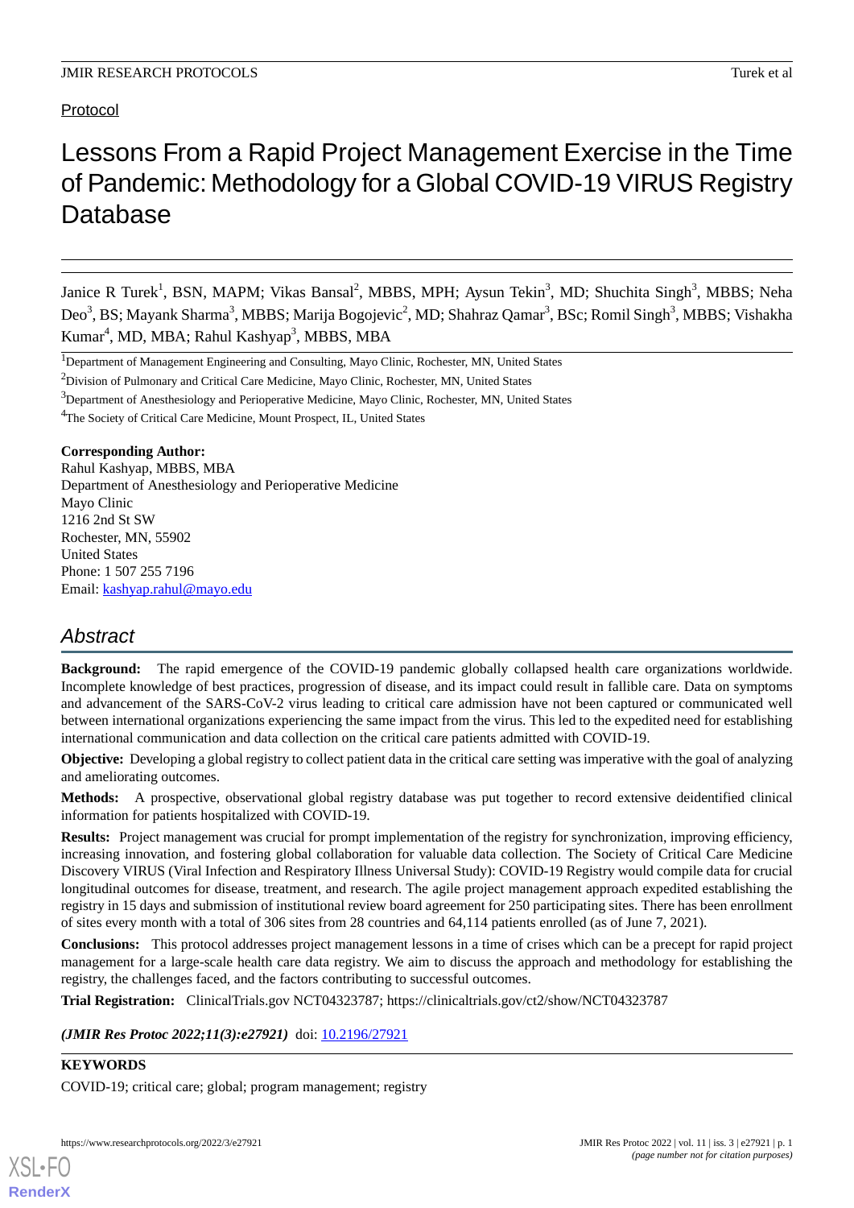Protocol

# Lessons From a Rapid Project Management Exercise in the Time of Pandemic: Methodology for a Global COVID-19 VIRUS Registry Database

Janice R Turek[1], BSN, MAPM; Vikas Bansal[2], MBBS, MPH; Aysun Tekin[3], MD; Shuchita Singh[3], MBBS; Neha Deo[3], BS; Mayank Sharma[3], MBBS; Marija Bogojevic[2], MD; Shahraz Qamar[3], BSc; Romil Singh[3], MBBS; Vishakha Kumar[4], MD, MBA; Rahul Kashyap[3], MBBS, MBA

[1]Department of Management Engineering and Consulting, Mayo Clinic, Rochester, MN, United States

[2]Division of Pulmonary and Critical Care Medicine, Mayo Clinic, Rochester, MN, United States

[3]Department of Anesthesiology and Perioperative Medicine, Mayo Clinic, Rochester, MN, United States

[4]The Society of Critical Care Medicine, Mount Prospect, IL, United States

**Corresponding Author:**
Rahul Kashyap, MBBS, MBA
Department of Anesthesiology and Perioperative Medicine
Mayo Clinic
1216 2nd St SW
Rochester, MN, 55902
United States
Phone: 1 507 255 7196
Email: kashyap.rahul@mayo.edu

## *Abstract*

**Background:** The rapid emergence of the COVID-19 pandemic globally collapsed health care organizations worldwide. Incomplete knowledge of best practices, progression of disease, and its impact could result in fallible care. Data on symptoms and advancement of the SARS-CoV-2 virus leading to critical care admission have not been captured or communicated well between international organizations experiencing the same impact from the virus. This led to the expedited need for establishing international communication and data collection on the critical care patients admitted with COVID-19.

**Objective:** Developing a global registry to collect patient data in the critical care setting was imperative with the goal of analyzing and ameliorating outcomes.

**Methods:** A prospective, observational global registry database was put together to record extensive deidentified clinical information for patients hospitalized with COVID-19.

**Results:** Project management was crucial for prompt implementation of the registry for synchronization, improving efficiency, increasing innovation, and fostering global collaboration for valuable data collection. The Society of Critical Care Medicine Discovery VIRUS (Viral Infection and Respiratory Illness Universal Study): COVID-19 Registry would compile data for crucial longitudinal outcomes for disease, treatment, and research. The agile project management approach expedited establishing the registry in 15 days and submission of institutional review board agreement for 250 participating sites. There has been enrollment of sites every month with a total of 306 sites from 28 countries and 64,114 patients enrolled (as of June 7, 2021).

**Conclusions:** This protocol addresses project management lessons in a time of crises which can be a precept for rapid project management for a large-scale health care data registry. We aim to discuss the approach and methodology for establishing the registry, the challenges faced, and the factors contributing to successful outcomes.

**Trial Registration:** ClinicalTrials.gov NCT04323787; https://clinicaltrials.gov/ct2/show/NCT04323787

***(JMIR Res Protoc 2022;11(3):e27921)*** doi: 10.2196/27921

**KEYWORDS**

COVID-19; critical care; global; program management; registry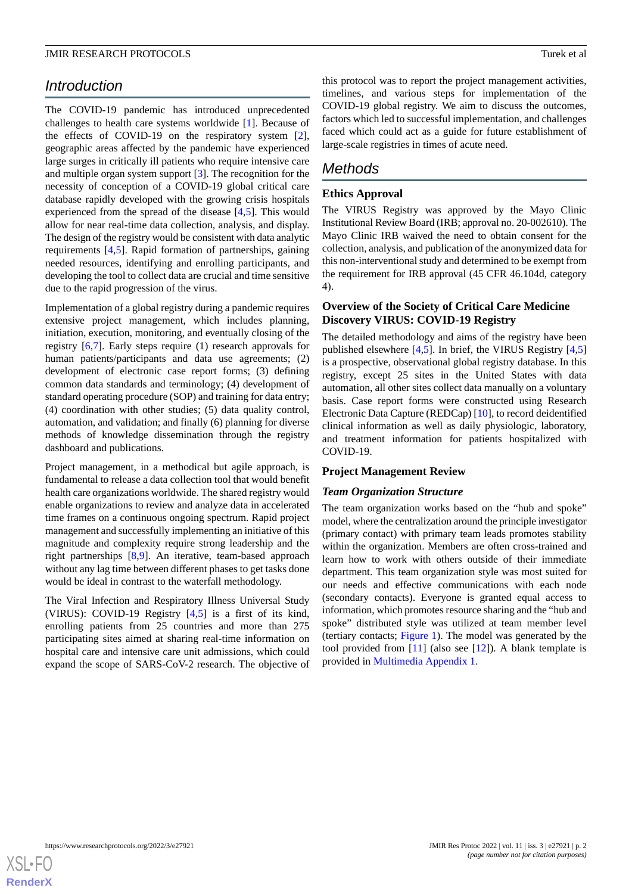## Introduction

The COVID-19 pandemic has introduced unprecedented challenges to health care systems worldwide [1]. Because of the effects of COVID-19 on the respiratory system [2], geographic areas affected by the pandemic have experienced large surges in critically ill patients who require intensive care and multiple organ system support [3]. The recognition for the necessity of conception of a COVID-19 global critical care database rapidly developed with the growing crisis hospitals experienced from the spread of the disease [4,5]. This would allow for near real-time data collection, analysis, and display. The design of the registry would be consistent with data analytic requirements [4,5]. Rapid formation of partnerships, gaining needed resources, identifying and enrolling participants, and developing the tool to collect data are crucial and time sensitive due to the rapid progression of the virus.

Implementation of a global registry during a pandemic requires extensive project management, which includes planning, initiation, execution, monitoring, and eventually closing of the registry [6,7]. Early steps require (1) research approvals for human patients/participants and data use agreements; (2) development of electronic case report forms; (3) defining common data standards and terminology; (4) development of standard operating procedure (SOP) and training for data entry; (4) coordination with other studies; (5) data quality control, automation, and validation; and finally (6) planning for diverse methods of knowledge dissemination through the registry dashboard and publications.

Project management, in a methodical but agile approach, is fundamental to release a data collection tool that would benefit health care organizations worldwide. The shared registry would enable organizations to review and analyze data in accelerated time frames on a continuous ongoing spectrum. Rapid project management and successfully implementing an initiative of this magnitude and complexity require strong leadership and the right partnerships [8,9]. An iterative, team-based approach without any lag time between different phases to get tasks done would be ideal in contrast to the waterfall methodology.

The Viral Infection and Respiratory Illness Universal Study (VIRUS): COVID-19 Registry [4,5] is a first of its kind, enrolling patients from 25 countries and more than 275 participating sites aimed at sharing real-time information on hospital care and intensive care unit admissions, which could expand the scope of SARS-CoV-2 research. The objective of this protocol was to report the project management activities, timelines, and various steps for implementation of the COVID-19 global registry. We aim to discuss the outcomes, factors which led to successful implementation, and challenges faced which could act as a guide for future establishment of large-scale registries in times of acute need.

## Methods

### Ethics Approval

The VIRUS Registry was approved by the Mayo Clinic Institutional Review Board (IRB; approval no. 20-002610). The Mayo Clinic IRB waived the need to obtain consent for the collection, analysis, and publication of the anonymized data for this non-interventional study and determined to be exempt from the requirement for IRB approval (45 CFR 46.104d, category 4).

### Overview of the Society of Critical Care Medicine Discovery VIRUS: COVID-19 Registry

The detailed methodology and aims of the registry have been published elsewhere [4,5]. In brief, the VIRUS Registry [4,5] is a prospective, observational global registry database. In this registry, except 25 sites in the United States with data automation, all other sites collect data manually on a voluntary basis. Case report forms were constructed using Research Electronic Data Capture (REDCap) [10], to record deidentified clinical information as well as daily physiologic, laboratory, and treatment information for patients hospitalized with COVID-19.

### Project Management Review

#### *Team Organization Structure*

The team organization works based on the "hub and spoke" model, where the centralization around the principle investigator (primary contact) with primary team leads promotes stability within the organization. Members are often cross-trained and learn how to work with others outside of their immediate department. This team organization style was most suited for our needs and effective communications with each node (secondary contacts). Everyone is granted equal access to information, which promotes resource sharing and the "hub and spoke" distributed style was utilized at team member level (tertiary contacts; Figure 1). The model was generated by the tool provided from [11] (also see [12]). A blank template is provided in Multimedia Appendix 1.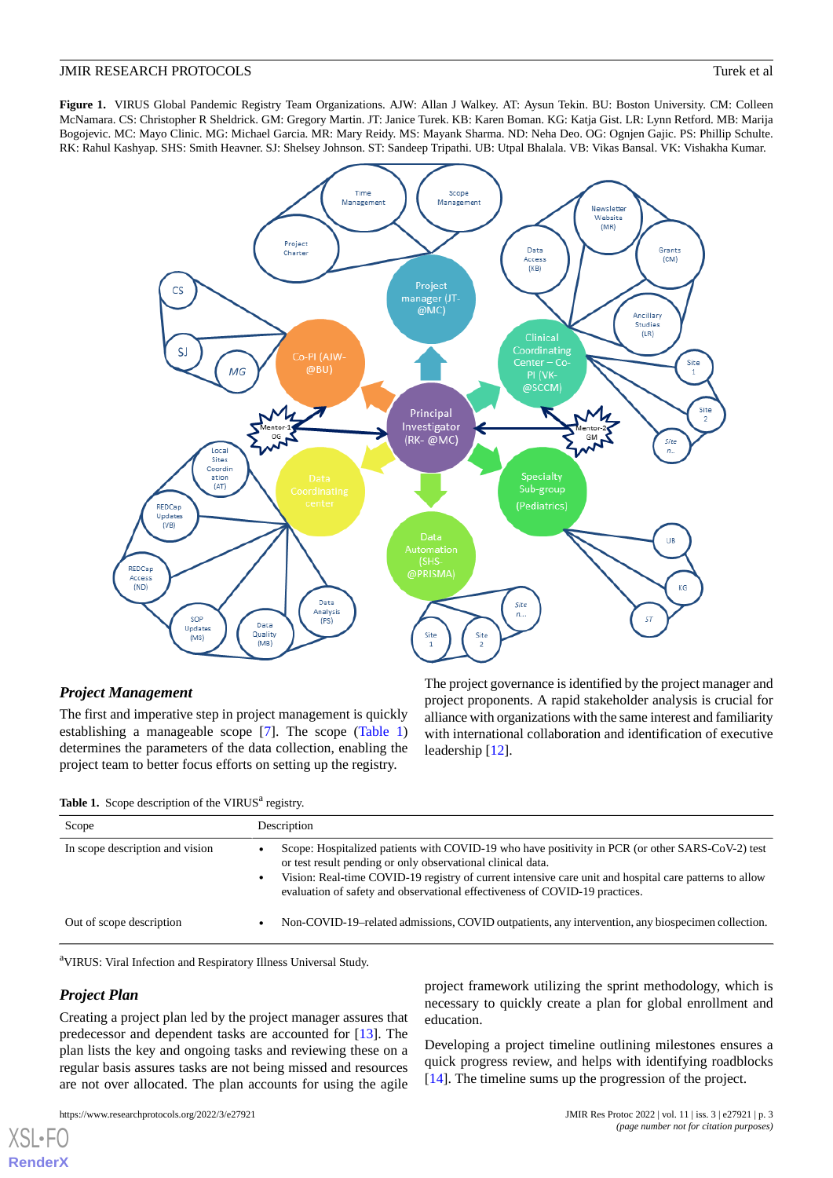**Figure 1.** VIRUS Global Pandemic Registry Team Organizations. AJW: Allan J Walkey. AT: Aysun Tekin. BU: Boston University. CM: Colleen McNamara. CS: Christopher R Sheldrick. GM: Gregory Martin. JT: Janice Turek. KB: Karen Boman. KG: Katja Gist. LR: Lynn Retford. MB: Marija Bogojevic. MC: Mayo Clinic. MG: Michael Garcia. MR: Mary Reidy. MS: Mayank Sharma. ND: Neha Deo. OG: Ognjen Gajic. PS: Phillip Schulte. RK: Rahul Kashyap. SHS: Smith Heavner. SJ: Shelsey Johnson. ST: Sandeep Tripathi. UB: Utpal Bhalala. VB: Vikas Bansal. VK: Vishakha Kumar.

### Project Management

The first and imperative step in project management is quickly establishing a manageable scope [7]. The scope (Table 1) determines the parameters of the data collection, enabling the project team to better focus efforts on setting up the registry.

The project governance is identified by the project manager and project proponents. A rapid stakeholder analysis is crucial for alliance with organizations with the same interest and familiarity with international collaboration and identification of executive leadership [12].

**Table 1.** Scope description of the VIRUS[a] registry.

| Scope | Description |
|---|---|
| In scope description and vision | • Scope: Hospitalized patients with COVID-19 who have positivity in PCR (or other SARS-CoV-2) test or test result pending or only observational clinical data. • Vision: Real-time COVID-19 registry of current intensive care unit and hospital care patterns to allow evaluation of safety and observational effectiveness of COVID-19 practices. |
| Out of scope description | • Non-COVID-19–related admissions, COVID outpatients, any intervention, any biospecimen collection. |

[a]VIRUS: Viral Infection and Respiratory Illness Universal Study.

### Project Plan

Creating a project plan led by the project manager assures that predecessor and dependent tasks are accounted for [13]. The plan lists the key and ongoing tasks and reviewing these on a regular basis assures tasks are not being missed and resources are not over allocated. The plan accounts for using the agile project framework utilizing the sprint methodology, which is necessary to quickly create a plan for global enrollment and education.

Developing a project timeline outlining milestones ensures a quick progress review, and helps with identifying roadblocks [14]. The timeline sums up the progression of the project.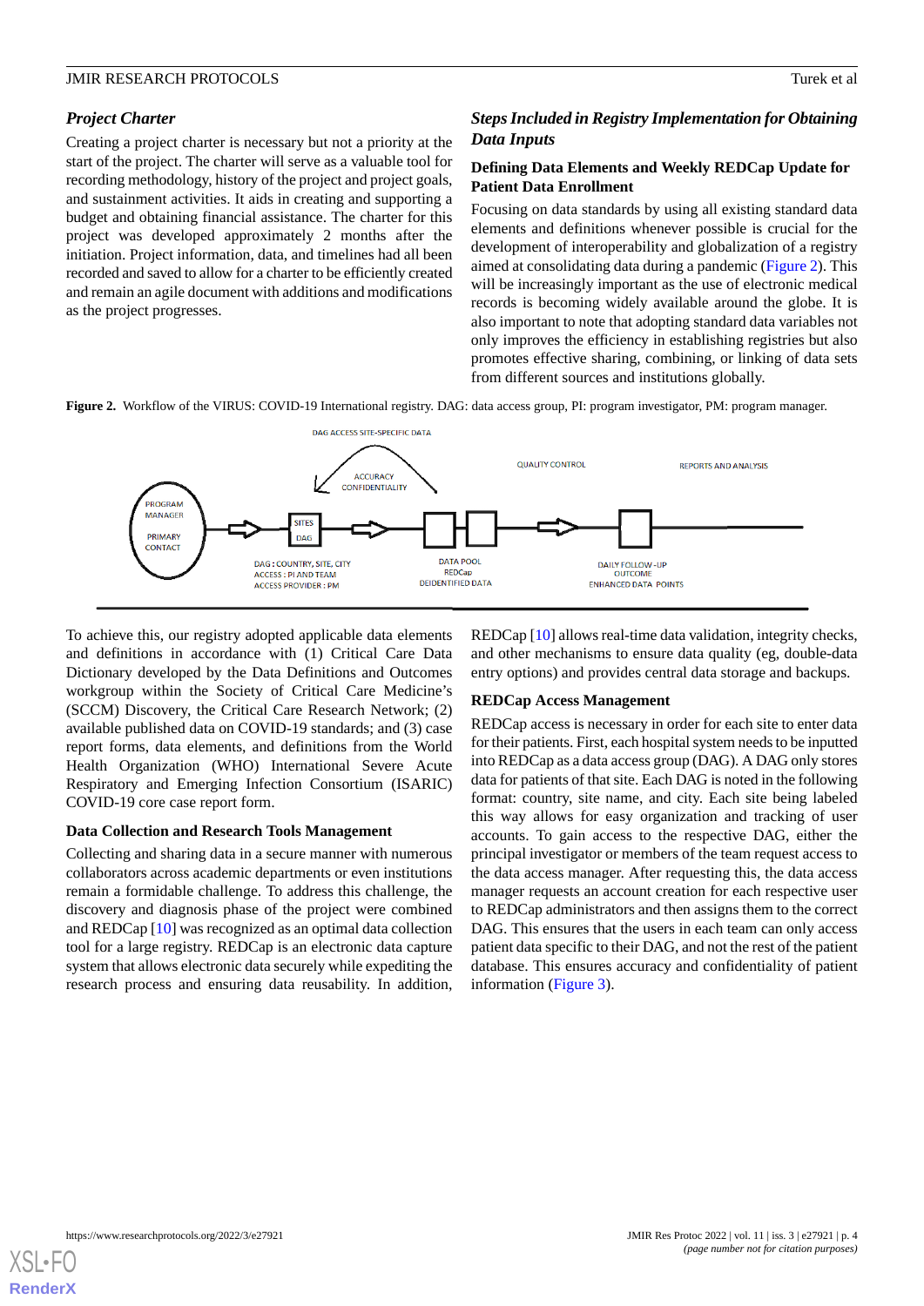### *Project Charter*

Creating a project charter is necessary but not a priority at the start of the project. The charter will serve as a valuable tool for recording methodology, history of the project and project goals, and sustainment activities. It aids in creating and supporting a budget and obtaining financial assistance. The charter for this project was developed approximately 2 months after the initiation. Project information, data, and timelines had all been recorded and saved to allow for a charter to be efficiently created and remain an agile document with additions and modifications as the project progresses.

### *Steps Included in Registry Implementation for Obtaining Data Inputs*

#### Defining Data Elements and Weekly REDCap Update for Patient Data Enrollment

Focusing on data standards by using all existing standard data elements and definitions whenever possible is crucial for the development of interoperability and globalization of a registry aimed at consolidating data during a pandemic (Figure 2). This will be increasingly important as the use of electronic medical records is becoming widely available around the globe. It is also important to note that adopting standard data variables not only improves the efficiency in establishing registries but also promotes effective sharing, combining, or linking of data sets from different sources and institutions globally.

**Figure 2.** Workflow of the VIRUS: COVID-19 International registry. DAG: data access group, PI: program investigator, PM: program manager.

To achieve this, our registry adopted applicable data elements and definitions in accordance with (1) Critical Care Data Dictionary developed by the Data Definitions and Outcomes workgroup within the Society of Critical Care Medicine's (SCCM) Discovery, the Critical Care Research Network; (2) available published data on COVID-19 standards; and (3) case report forms, data elements, and definitions from the World Health Organization (WHO) International Severe Acute Respiratory and Emerging Infection Consortium (ISARIC) COVID-19 core case report form.

#### Data Collection and Research Tools Management

Collecting and sharing data in a secure manner with numerous collaborators across academic departments or even institutions remain a formidable challenge. To address this challenge, the discovery and diagnosis phase of the project were combined and REDCap [10] was recognized as an optimal data collection tool for a large registry. REDCap is an electronic data capture system that allows electronic data securely while expediting the research process and ensuring data reusability. In addition, REDCap [10] allows real-time data validation, integrity checks, and other mechanisms to ensure data quality (eg, double-data entry options) and provides central data storage and backups.

#### REDCap Access Management

REDCap access is necessary in order for each site to enter data for their patients. First, each hospital system needs to be inputted into REDCap as a data access group (DAG). A DAG only stores data for patients of that site. Each DAG is noted in the following format: country, site name, and city. Each site being labeled this way allows for easy organization and tracking of user accounts. To gain access to the respective DAG, either the principal investigator or members of the team request access to the data access manager. After requesting this, the data access manager requests an account creation for each respective user to REDCap administrators and then assigns them to the correct DAG. This ensures that the users in each team can only access patient data specific to their DAG, and not the rest of the patient database. This ensures accuracy and confidentiality of patient information (Figure 3).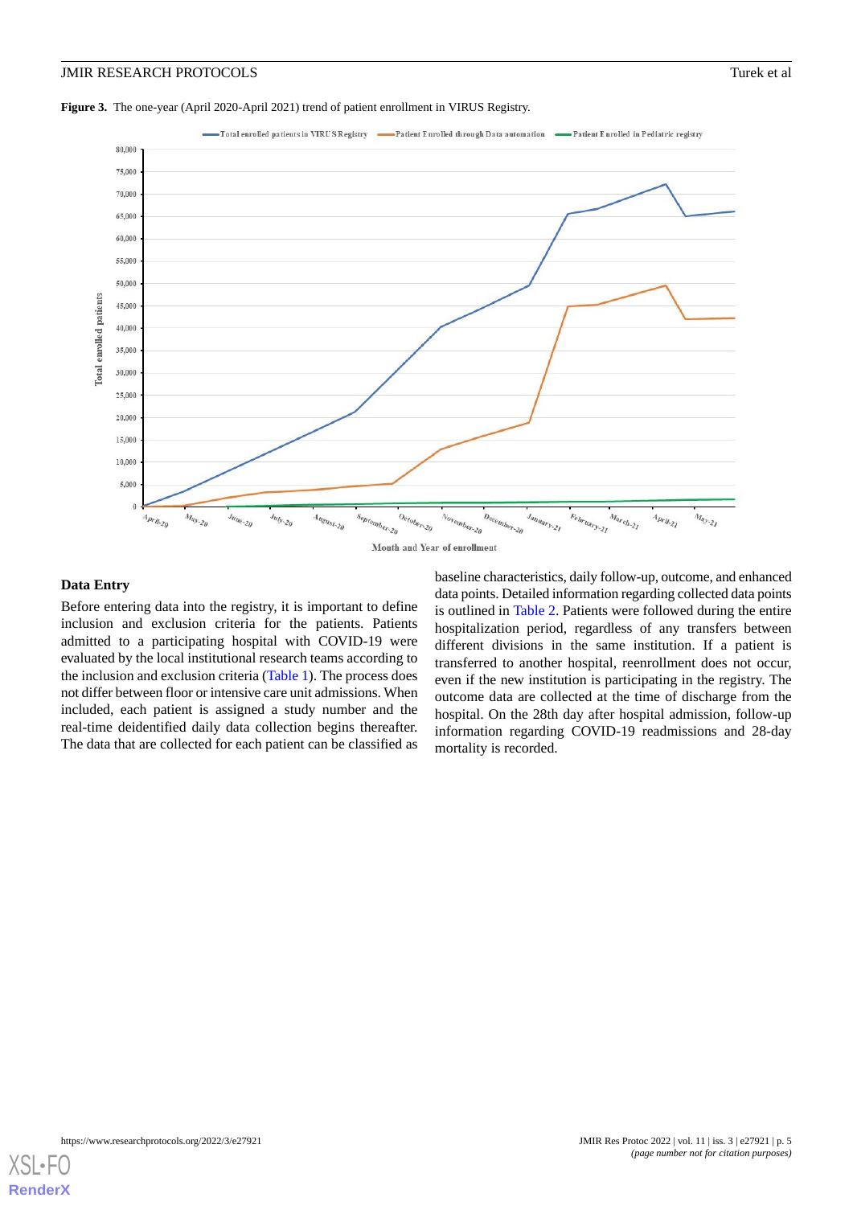**Figure 3.** The one-year (April 2020-April 2021) trend of patient enrollment in VIRUS Registry.

### Data Entry

Before entering data into the registry, it is important to define inclusion and exclusion criteria for the patients. Patients admitted to a participating hospital with COVID-19 were evaluated by the local institutional research teams according to the inclusion and exclusion criteria (Table 1). The process does not differ between floor or intensive care unit admissions. When included, each patient is assigned a study number and the real-time deidentified daily data collection begins thereafter. The data that are collected for each patient can be classified as baseline characteristics, daily follow-up, outcome, and enhanced data points. Detailed information regarding collected data points is outlined in Table 2. Patients were followed during the entire hospitalization period, regardless of any transfers between different divisions in the same institution. If a patient is transferred to another hospital, reenrollment does not occur, even if the new institution is participating in the registry. The outcome data are collected at the time of discharge from the hospital. On the 28th day after hospital admission, follow-up information regarding COVID-19 readmissions and 28-day mortality is recorded.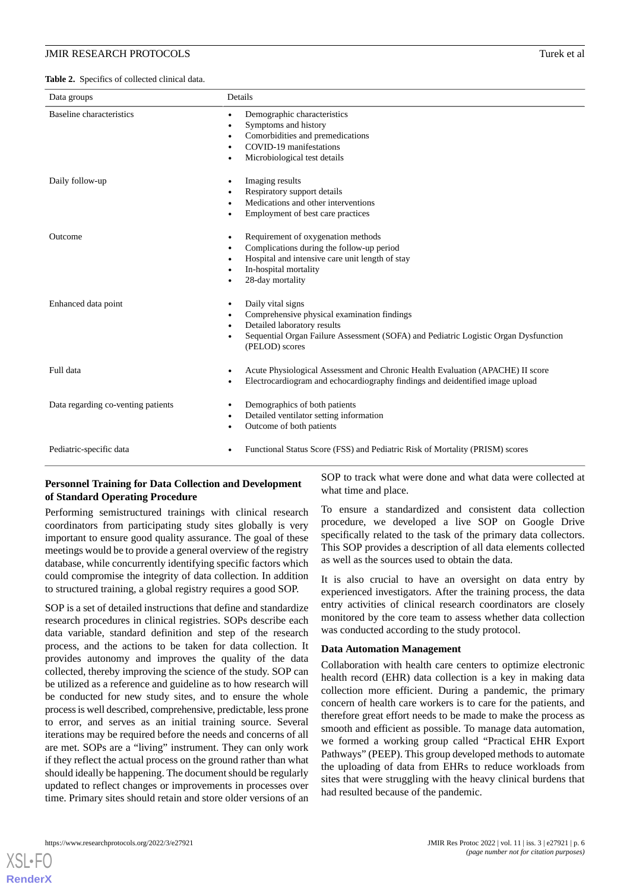**Table 2.** Specifics of collected clinical data.

| Data groups | Details |
|---|---|
| Baseline characteristics | • Demographic characteristics<br>• Symptoms and history<br>• Comorbidities and premedications<br>• COVID-19 manifestations<br>• Microbiological test details |
| Daily follow-up | • Imaging results<br>• Respiratory support details<br>• Medications and other interventions<br>• Employment of best care practices |
| Outcome | • Requirement of oxygenation methods<br>• Complications during the follow-up period<br>• Hospital and intensive care unit length of stay<br>• In-hospital mortality<br>• 28-day mortality |
| Enhanced data point | • Daily vital signs<br>• Comprehensive physical examination findings<br>• Detailed laboratory results<br>• Sequential Organ Failure Assessment (SOFA) and Pediatric Logistic Organ Dysfunction (PELOD) scores |
| Full data | • Acute Physiological Assessment and Chronic Health Evaluation (APACHE) II score<br>• Electrocardiogram and echocardiography findings and deidentified image upload |
| Data regarding co-venting patients | • Demographics of both patients<br>• Detailed ventilator setting information<br>• Outcome of both patients |
| Pediatric-specific data | • Functional Status Score (FSS) and Pediatric Risk of Mortality (PRISM) scores |

### Personnel Training for Data Collection and Development of Standard Operating Procedure

Performing semistructured trainings with clinical research coordinators from participating study sites globally is very important to ensure good quality assurance. The goal of these meetings would be to provide a general overview of the registry database, while concurrently identifying specific factors which could compromise the integrity of data collection. In addition to structured training, a global registry requires a good SOP.

SOP is a set of detailed instructions that define and standardize research procedures in clinical registries. SOPs describe each data variable, standard definition and step of the research process, and the actions to be taken for data collection. It provides autonomy and improves the quality of the data collected, thereby improving the science of the study. SOP can be utilized as a reference and guideline as to how research will be conducted for new study sites, and to ensure the whole process is well described, comprehensive, predictable, less prone to error, and serves as an initial training source. Several iterations may be required before the needs and concerns of all are met. SOPs are a "living" instrument. They can only work if they reflect the actual process on the ground rather than what should ideally be happening. The document should be regularly updated to reflect changes or improvements in processes over time. Primary sites should retain and store older versions of an SOP to track what were done and what data were collected at what time and place.

To ensure a standardized and consistent data collection procedure, we developed a live SOP on Google Drive specifically related to the task of the primary data collectors. This SOP provides a description of all data elements collected as well as the sources used to obtain the data.

It is also crucial to have an oversight on data entry by experienced investigators. After the training process, the data entry activities of clinical research coordinators are closely monitored by the core team to assess whether data collection was conducted according to the study protocol.

### Data Automation Management

Collaboration with health care centers to optimize electronic health record (EHR) data collection is a key in making data collection more efficient. During a pandemic, the primary concern of health care workers is to care for the patients, and therefore great effort needs to be made to make the process as smooth and efficient as possible. To manage data automation, we formed a working group called "Practical EHR Export Pathways" (PEEP). This group developed methods to automate the uploading of data from EHRs to reduce workloads from sites that were struggling with the heavy clinical burdens that had resulted because of the pandemic.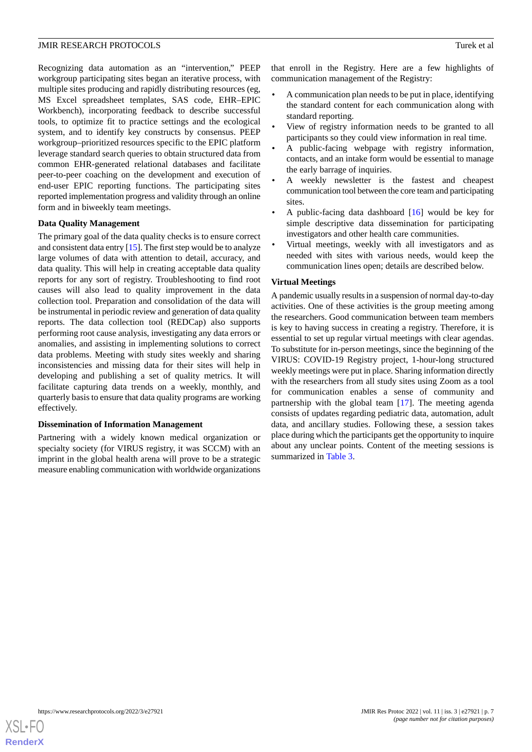Recognizing data automation as an "intervention," PEEP workgroup participating sites began an iterative process, with multiple sites producing and rapidly distributing resources (eg, MS Excel spreadsheet templates, SAS code, EHR–EPIC Workbench), incorporating feedback to describe successful tools, to optimize fit to practice settings and the ecological system, and to identify key constructs by consensus. PEEP workgroup–prioritized resources specific to the EPIC platform leverage standard search queries to obtain structured data from common EHR-generated relational databases and facilitate peer-to-peer coaching on the development and execution of end-user EPIC reporting functions. The participating sites reported implementation progress and validity through an online form and in biweekly team meetings.

### Data Quality Management

The primary goal of the data quality checks is to ensure correct and consistent data entry [15]. The first step would be to analyze large volumes of data with attention to detail, accuracy, and data quality. This will help in creating acceptable data quality reports for any sort of registry. Troubleshooting to find root causes will also lead to quality improvement in the data collection tool. Preparation and consolidation of the data will be instrumental in periodic review and generation of data quality reports. The data collection tool (REDCap) also supports performing root cause analysis, investigating any data errors or anomalies, and assisting in implementing solutions to correct data problems. Meeting with study sites weekly and sharing inconsistencies and missing data for their sites will help in developing and publishing a set of quality metrics. It will facilitate capturing data trends on a weekly, monthly, and quarterly basis to ensure that data quality programs are working effectively.

### Dissemination of Information Management

Partnering with a widely known medical organization or specialty society (for VIRUS registry, it was SCCM) with an imprint in the global health arena will prove to be a strategic measure enabling communication with worldwide organizations that enroll in the Registry. Here are a few highlights of communication management of the Registry:

- A communication plan needs to be put in place, identifying the standard content for each communication along with standard reporting.
- View of registry information needs to be granted to all participants so they could view information in real time.
- A public-facing webpage with registry information, contacts, and an intake form would be essential to manage the early barrage of inquiries.
- A weekly newsletter is the fastest and cheapest communication tool between the core team and participating sites.
- A public-facing data dashboard [16] would be key for simple descriptive data dissemination for participating investigators and other health care communities.
- Virtual meetings, weekly with all investigators and as needed with sites with various needs, would keep the communication lines open; details are described below.

### Virtual Meetings

A pandemic usually results in a suspension of normal day-to-day activities. One of these activities is the group meeting among the researchers. Good communication between team members is key to having success in creating a registry. Therefore, it is essential to set up regular virtual meetings with clear agendas. To substitute for in-person meetings, since the beginning of the VIRUS: COVID-19 Registry project, 1-hour-long structured weekly meetings were put in place. Sharing information directly with the researchers from all study sites using Zoom as a tool for communication enables a sense of community and partnership with the global team [17]. The meeting agenda consists of updates regarding pediatric data, automation, adult data, and ancillary studies. Following these, a session takes place during which the participants get the opportunity to inquire about any unclear points. Content of the meeting sessions is summarized in Table 3.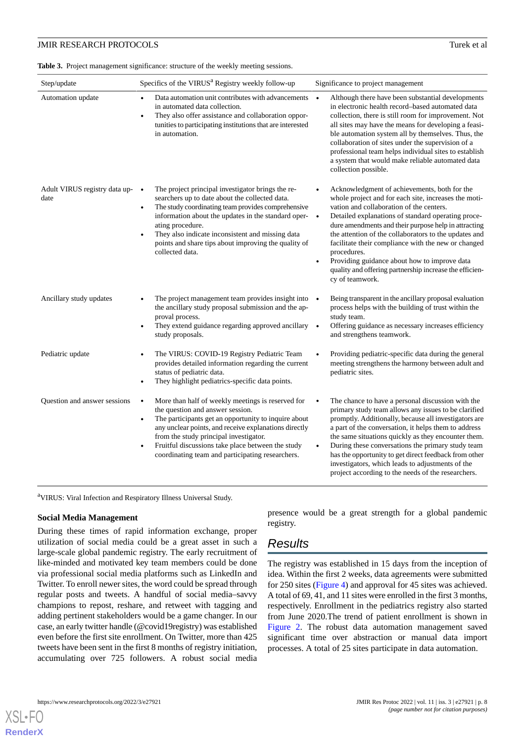**Table 3.** Project management significance: structure of the weekly meeting sessions.

| Step/update | Specifics of the VIRUS[a] Registry weekly follow-up | Significance to project management |
|---|---|---|
| Automation update | • Data automation unit contributes with advancements in automated data collection. • They also offer assistance and collaboration opportunities to participating institutions that are interested in automation. | • Although there have been substantial developments in electronic health record–based automated data collection, there is still room for improvement. Not all sites may have the means for developing a feasible automation system all by themselves. Thus, the collaboration of sites under the supervision of a professional team helps individual sites to establish a system that would make reliable automated data collection possible. |
| Adult VIRUS registry data update | • The project principal investigator brings the researchers up to date about the collected data. • The study coordinating team provides comprehensive information about the updates in the standard operating procedure. • They also indicate inconsistent and missing data points and share tips about improving the quality of collected data. | • Acknowledgment of achievements, both for the whole project and for each site, increases the motivation and collaboration of the centers. • Detailed explanations of standard operating procedure amendments and their purpose help in attracting the attention of the collaborators to the updates and facilitate their compliance with the new or changed procedures. • Providing guidance about how to improve data quality and offering partnership increase the efficiency of teamwork. |
| Ancillary study updates | • The project management team provides insight into the ancillary study proposal submission and the approval process. • They extend guidance regarding approved ancillary study proposals. | • Being transparent in the ancillary proposal evaluation process helps with the building of trust within the study team. • Offering guidance as necessary increases efficiency and strengthens teamwork. |
| Pediatric update | • The VIRUS: COVID-19 Registry Pediatric Team provides detailed information regarding the current status of pediatric data. • They highlight pediatrics-specific data points. | • Providing pediatric-specific data during the general meeting strengthens the harmony between adult and pediatric sites. |
| Question and answer sessions | • More than half of weekly meetings is reserved for the question and answer session. • The participants get an opportunity to inquire about any unclear points, and receive explanations directly from the study principal investigator. • Fruitful discussions take place between the study coordinating team and participating researchers. | • The chance to have a personal discussion with the primary study team allows any issues to be clarified promptly. Additionally, because all investigators are a part of the conversation, it helps them to address the same situations quickly as they encounter them. • During these conversations the primary study team has the opportunity to get direct feedback from other investigators, which leads to adjustments of the project according to the needs of the researchers. |

[a]VIRUS: Viral Infection and Respiratory Illness Universal Study.

### Social Media Management

During these times of rapid information exchange, proper utilization of social media could be a great asset in such a large-scale global pandemic registry. The early recruitment of like-minded and motivated key team members could be done via professional social media platforms such as LinkedIn and Twitter. To enroll newer sites, the word could be spread through regular posts and tweets. A handful of social media–savvy champions to repost, reshare, and retweet with tagging and adding pertinent stakeholders would be a game changer. In our case, an early twitter handle (@covid19registry) was established even before the first site enrollment. On Twitter, more than 425 tweets have been sent in the first 8 months of registry initiation, accumulating over 725 followers. A robust social media presence would be a great strength for a global pandemic registry.

## Results

The registry was established in 15 days from the inception of idea. Within the first 2 weeks, data agreements were submitted for 250 sites (Figure 4) and approval for 45 sites was achieved. A total of 69, 41, and 11 sites were enrolled in the first 3 months, respectively. Enrollment in the pediatrics registry also started from June 2020.The trend of patient enrollment is shown in Figure 2. The robust data automation management saved significant time over abstraction or manual data import processes. A total of 25 sites participate in data automation.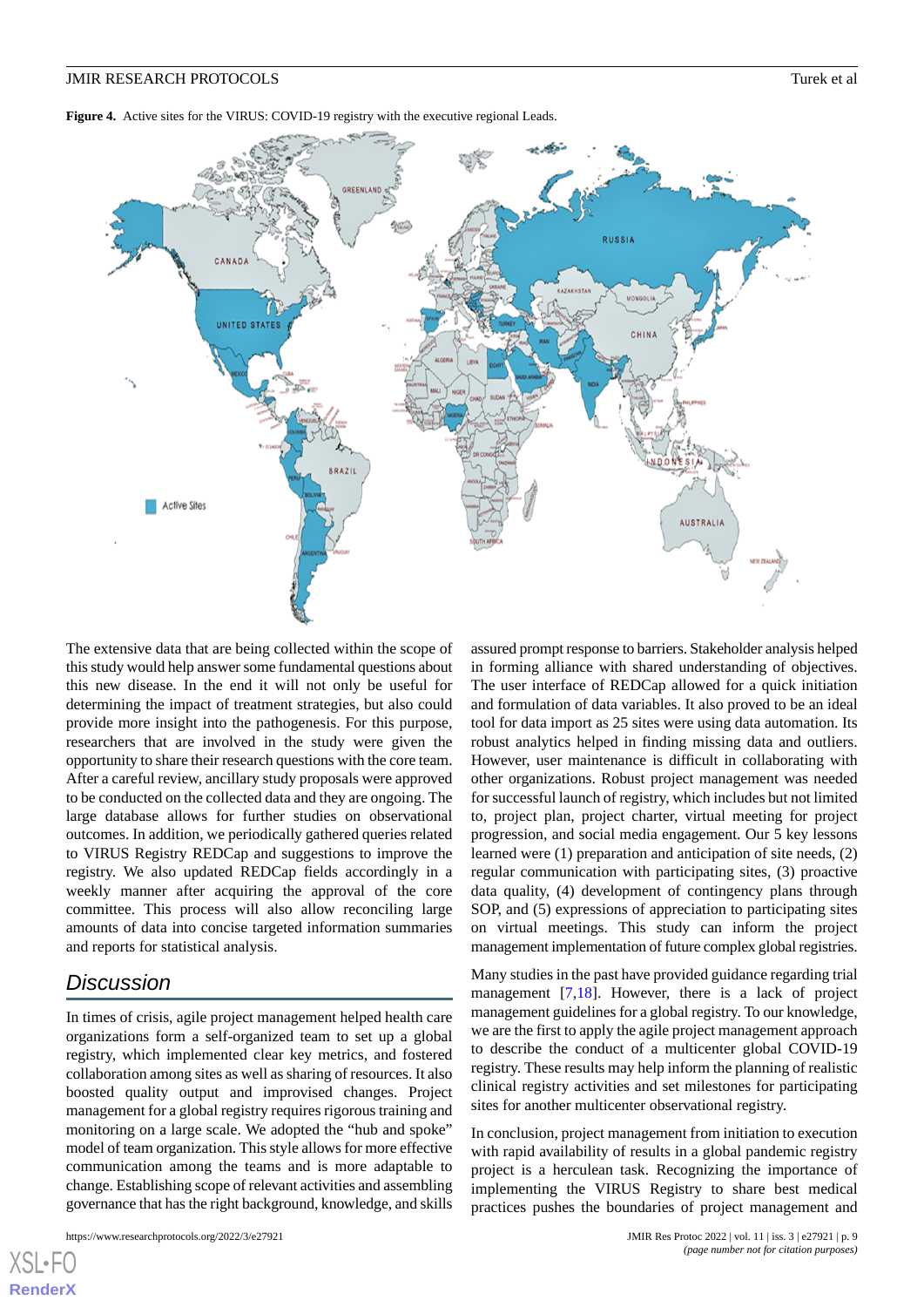**Figure 4.** Active sites for the VIRUS: COVID-19 registry with the executive regional Leads.

The extensive data that are being collected within the scope of this study would help answer some fundamental questions about this new disease. In the end it will not only be useful for determining the impact of treatment strategies, but also could provide more insight into the pathogenesis. For this purpose, researchers that are involved in the study were given the opportunity to share their research questions with the core team. After a careful review, ancillary study proposals were approved to be conducted on the collected data and they are ongoing. The large database allows for further studies on observational outcomes. In addition, we periodically gathered queries related to VIRUS Registry REDCap and suggestions to improve the registry. We also updated REDCap fields accordingly in a weekly manner after acquiring the approval of the core committee. This process will also allow reconciling large amounts of data into concise targeted information summaries and reports for statistical analysis.

## Discussion

In times of crisis, agile project management helped health care organizations form a self-organized team to set up a global registry, which implemented clear key metrics, and fostered collaboration among sites as well as sharing of resources. It also boosted quality output and improvised changes. Project management for a global registry requires rigorous training and monitoring on a large scale. We adopted the "hub and spoke" model of team organization. This style allows for more effective communication among the teams and is more adaptable to change. Establishing scope of relevant activities and assembling governance that has the right background, knowledge, and skills assured prompt response to barriers. Stakeholder analysis helped in forming alliance with shared understanding of objectives. The user interface of REDCap allowed for a quick initiation and formulation of data variables. It also proved to be an ideal tool for data import as 25 sites were using data automation. Its robust analytics helped in finding missing data and outliers. However, user maintenance is difficult in collaborating with other organizations. Robust project management was needed for successful launch of registry, which includes but not limited to, project plan, project charter, virtual meeting for project progression, and social media engagement. Our 5 key lessons learned were (1) preparation and anticipation of site needs, (2) regular communication with participating sites, (3) proactive data quality, (4) development of contingency plans through SOP, and (5) expressions of appreciation to participating sites on virtual meetings. This study can inform the project management implementation of future complex global registries.

Many studies in the past have provided guidance regarding trial management [7,18]. However, there is a lack of project management guidelines for a global registry. To our knowledge, we are the first to apply the agile project management approach to describe the conduct of a multicenter global COVID-19 registry. These results may help inform the planning of realistic clinical registry activities and set milestones for participating sites for another multicenter observational registry.

In conclusion, project management from initiation to execution with rapid availability of results in a global pandemic registry project is a herculean task. Recognizing the importance of implementing the VIRUS Registry to share best medical practices pushes the boundaries of project management and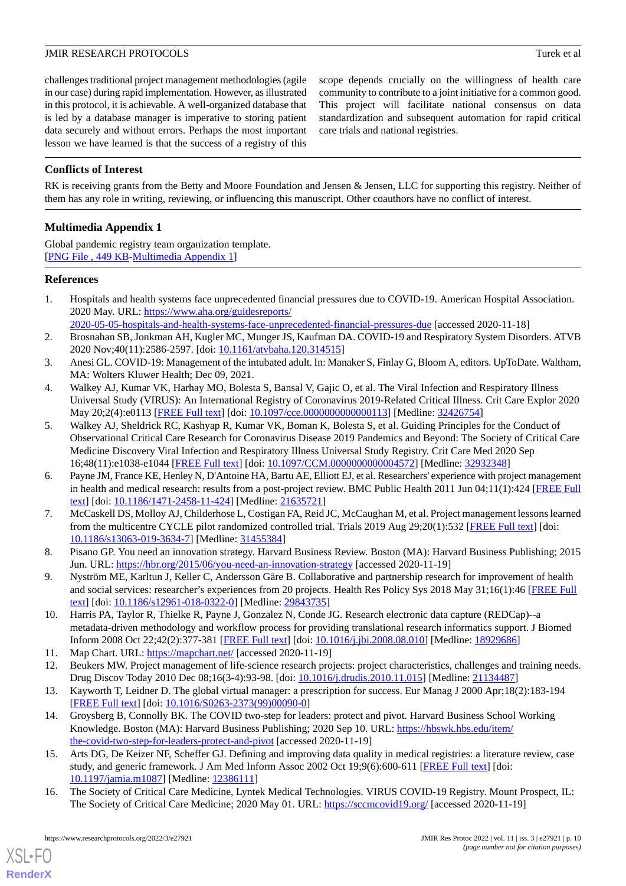challenges traditional project management methodologies (agile in our case) during rapid implementation. However, as illustrated in this protocol, it is achievable. A well-organized database that is led by a database manager is imperative to storing patient data securely and without errors. Perhaps the most important lesson we have learned is that the success of a registry of this scope depends crucially on the willingness of health care community to contribute to a joint initiative for a common good. This project will facilitate national consensus on data standardization and subsequent automation for rapid critical care trials and national registries.

## Conflicts of Interest

RK is receiving grants from the Betty and Moore Foundation and Jensen & Jensen, LLC for supporting this registry. Neither of them has any role in writing, reviewing, or influencing this manuscript. Other coauthors have no conflict of interest.

## Multimedia Appendix 1

Global pandemic registry team organization template.
[PNG File , 449 KB-Multimedia Appendix 1]

## References

1. Hospitals and health systems face unprecedented financial pressures due to COVID-19. American Hospital Association. 2020 May. URL: https://www.aha.org/guidesreports/2020-05-05-hospitals-and-health-systems-face-unprecedented-financial-pressures-due [accessed 2020-11-18]
2. Brosnahan SB, Jonkman AH, Kugler MC, Munger JS, Kaufman DA. COVID-19 and Respiratory System Disorders. ATVB 2020 Nov;40(11):2586-2597. [doi: 10.1161/atvbaha.120.314515]
3. Anesi GL. COVID-19: Management of the intubated adult. In: Manaker S, Finlay G, Bloom A, editors. UpToDate. Waltham, MA: Wolters Kluwer Health; Dec 09, 2021.
4. Walkey AJ, Kumar VK, Harhay MO, Bolesta S, Bansal V, Gajic O, et al. The Viral Infection and Respiratory Illness Universal Study (VIRUS): An International Registry of Coronavirus 2019-Related Critical Illness. Crit Care Explor 2020 May 20;2(4):e0113 [FREE Full text] [doi: 10.1097/cce.0000000000000113] [Medline: 32426754]
5. Walkey AJ, Sheldrick RC, Kashyap R, Kumar VK, Boman K, Bolesta S, et al. Guiding Principles for the Conduct of Observational Critical Care Research for Coronavirus Disease 2019 Pandemics and Beyond: The Society of Critical Care Medicine Discovery Viral Infection and Respiratory Illness Universal Study Registry. Crit Care Med 2020 Sep 16;48(11):e1038-e1044 [FREE Full text] [doi: 10.1097/CCM.0000000000004572] [Medline: 32932348]
6. Payne JM, France KE, Henley N, D'Antoine HA, Bartu AE, Elliott EJ, et al. Researchers' experience with project management in health and medical research: results from a post-project review. BMC Public Health 2011 Jun 04;11(1):424 [FREE Full text] [doi: 10.1186/1471-2458-11-424] [Medline: 21635721]
7. McCaskell DS, Molloy AJ, Childerhose L, Costigan FA, Reid JC, McCaughan M, et al. Project management lessons learned from the multicentre CYCLE pilot randomized controlled trial. Trials 2019 Aug 29;20(1):532 [FREE Full text] [doi: 10.1186/s13063-019-3634-7] [Medline: 31455384]
8. Pisano GP. You need an innovation strategy. Harvard Business Review. Boston (MA): Harvard Business Publishing; 2015 Jun. URL: https://hbr.org/2015/06/you-need-an-innovation-strategy [accessed 2020-11-19]
9. Nyström ME, Karltun J, Keller C, Andersson Gäre B. Collaborative and partnership research for improvement of health and social services: researcher's experiences from 20 projects. Health Res Policy Sys 2018 May 31;16(1):46 [FREE Full text] [doi: 10.1186/s12961-018-0322-0] [Medline: 29843735]
10. Harris PA, Taylor R, Thielke R, Payne J, Gonzalez N, Conde JG. Research electronic data capture (REDCap)--a metadata-driven methodology and workflow process for providing translational research informatics support. J Biomed Inform 2008 Oct 22;42(2):377-381 [FREE Full text] [doi: 10.1016/j.jbi.2008.08.010] [Medline: 18929686]
11. Map Chart. URL: https://mapchart.net/ [accessed 2020-11-19]
12. Beukers MW. Project management of life-science research projects: project characteristics, challenges and training needs. Drug Discov Today 2010 Dec 08;16(3-4):93-98. [doi: 10.1016/j.drudis.2010.11.015] [Medline: 21134487]
13. Kayworth T, Leidner D. The global virtual manager: a prescription for success. Eur Manag J 2000 Apr;18(2):183-194 [FREE Full text] [doi: 10.1016/S0263-2373(99)00090-0]
14. Groysberg B, Connolly BK. The COVID two-step for leaders: protect and pivot. Harvard Business School Working Knowledge. Boston (MA): Harvard Business Publishing; 2020 Sep 10. URL: https://hbswk.hbs.edu/item/the-covid-two-step-for-leaders-protect-and-pivot [accessed 2020-11-19]
15. Arts DG, De Keizer NF, Scheffer GJ. Defining and improving data quality in medical registries: a literature review, case study, and generic framework. J Am Med Inform Assoc 2002 Oct 19;9(6):600-611 [FREE Full text] [doi: 10.1197/jamia.m1087] [Medline: 12386111]
16. The Society of Critical Care Medicine, Lyntek Medical Technologies. VIRUS COVID-19 Registry. Mount Prospect, IL: The Society of Critical Care Medicine; 2020 May 01. URL: https://sccmcovid19.org/ [accessed 2020-11-19]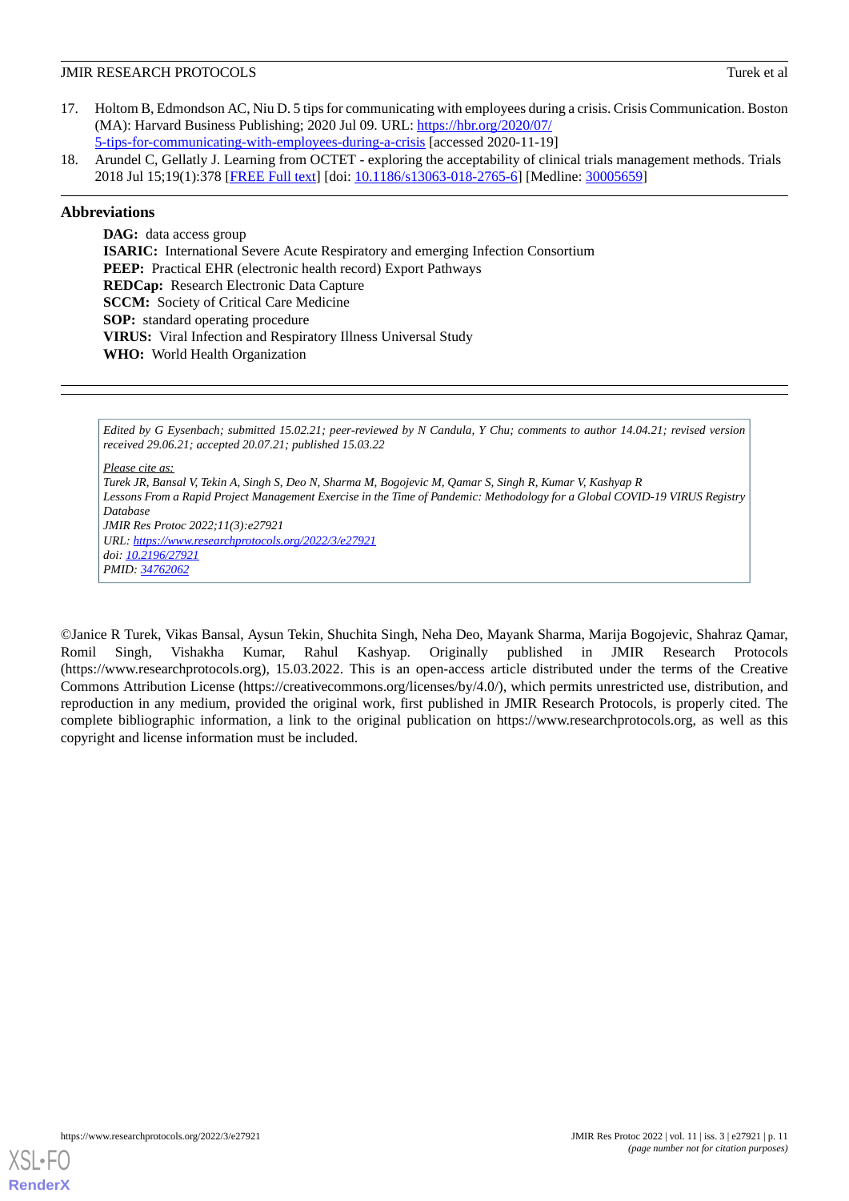17. Holtom B, Edmondson AC, Niu D. 5 tips for communicating with employees during a crisis. Crisis Communication. Boston (MA): Harvard Business Publishing; 2020 Jul 09. URL: https://hbr.org/2020/07/5-tips-for-communicating-with-employees-during-a-crisis [accessed 2020-11-19]
18. Arundel C, Gellatly J. Learning from OCTET - exploring the acceptability of clinical trials management methods. Trials 2018 Jul 15;19(1):378 [FREE Full text] [doi: 10.1186/s13063-018-2765-6] [Medline: 30005659]

## Abbreviations

**DAG:** data access group
**ISARIC:** International Severe Acute Respiratory and emerging Infection Consortium
**PEEP:** Practical EHR (electronic health record) Export Pathways
**REDCap:** Research Electronic Data Capture
**SCCM:** Society of Critical Care Medicine
**SOP:** standard operating procedure
**VIRUS:** Viral Infection and Respiratory Illness Universal Study
**WHO:** World Health Organization

*Edited by G Eysenbach; submitted 15.02.21; peer-reviewed by N Candula, Y Chu; comments to author 14.04.21; revised version received 29.06.21; accepted 20.07.21; published 15.03.22*

*Please cite as:*
*Turek JR, Bansal V, Tekin A, Singh S, Deo N, Sharma M, Bogojevic M, Qamar S, Singh R, Kumar V, Kashyap R*
*Lessons From a Rapid Project Management Exercise in the Time of Pandemic: Methodology for a Global COVID-19 VIRUS Registry Database*
*JMIR Res Protoc 2022;11(3):e27921*
*URL: https://www.researchprotocols.org/2022/3/e27921*
*doi: 10.2196/27921*
*PMID: 34762062*

©Janice R Turek, Vikas Bansal, Aysun Tekin, Shuchita Singh, Neha Deo, Mayank Sharma, Marija Bogojevic, Shahraz Qamar, Romil Singh, Vishakha Kumar, Rahul Kashyap. Originally published in JMIR Research Protocols (https://www.researchprotocols.org), 15.03.2022. This is an open-access article distributed under the terms of the Creative Commons Attribution License (https://creativecommons.org/licenses/by/4.0/), which permits unrestricted use, distribution, and reproduction in any medium, provided the original work, first published in JMIR Research Protocols, is properly cited. The complete bibliographic information, a link to the original publication on https://www.researchprotocols.org, as well as this copyright and license information must be included.